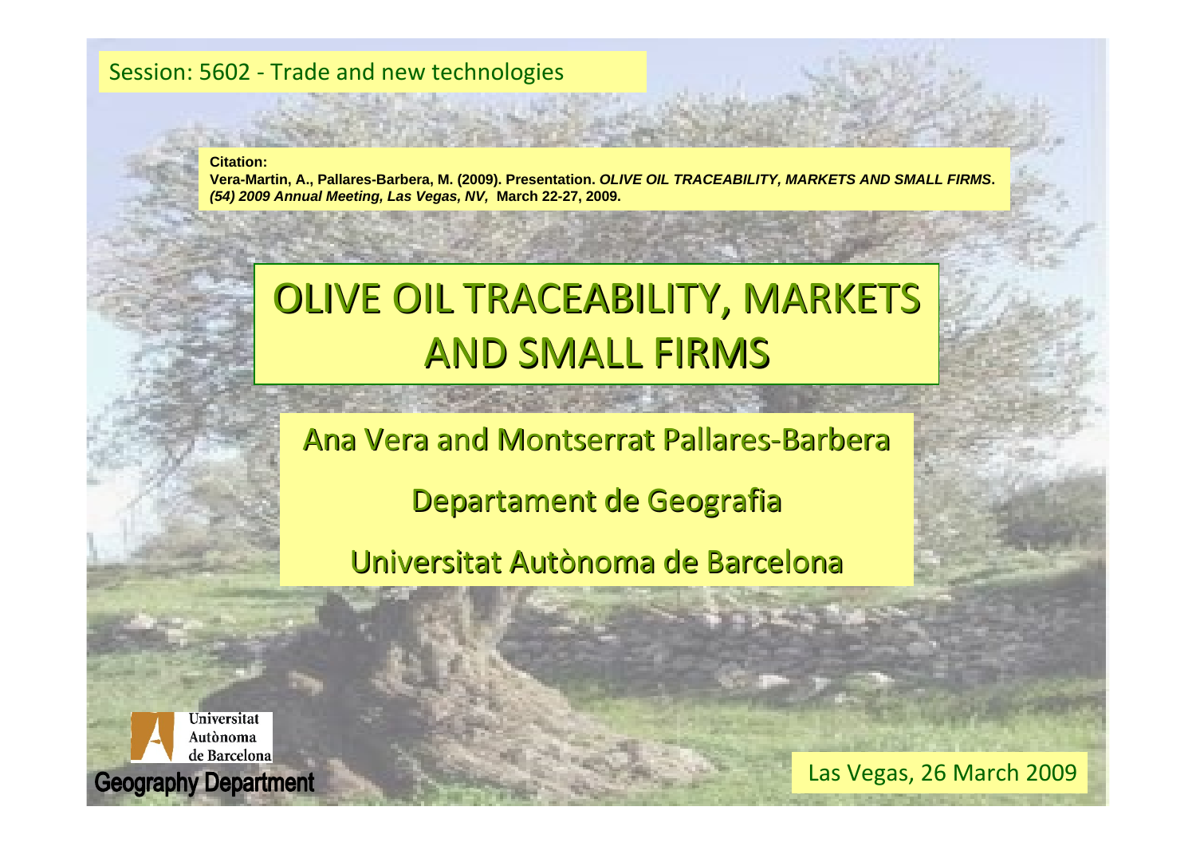Session: 5602 - Trade and new technologies

**Citation:**
**Vera-Martin, A., Pallares-Barbera, M. (2009). Presentation. *OLIVE OIL TRACEABILITY, MARKETS AND SMALL FIRMS. (54) 2009 Annual Meeting, Las Vegas, NV,* March 22-27, 2009.**

# OLIVE OIL TRACEABILITY, MARKETS AND SMALL FIRMS

Ana Vera and Montserrat Pallares-Barbera

Departament de Geografia

Universitat Autònoma de Barcelona

Universitat Autònoma de Barcelona

Geography Department

Las Vegas, 26 March 2009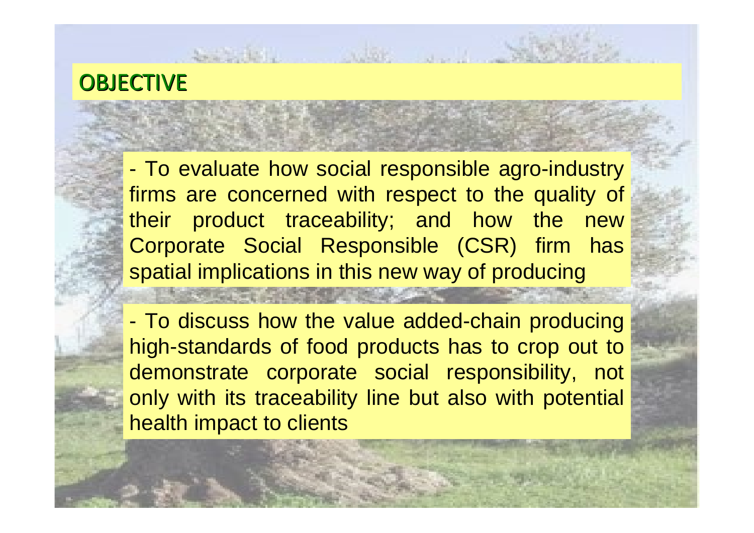# OBJECTIVE

- To evaluate how social responsible agro-industry firms are concerned with respect to the quality of their product traceability; and how the new Corporate Social Responsible (CSR) firm has spatial implications in this new way of producing

- To discuss how the value added-chain producing high-standards of food products has to crop out to demonstrate corporate social responsibility, not only with its traceability line but also with potential health impact to clients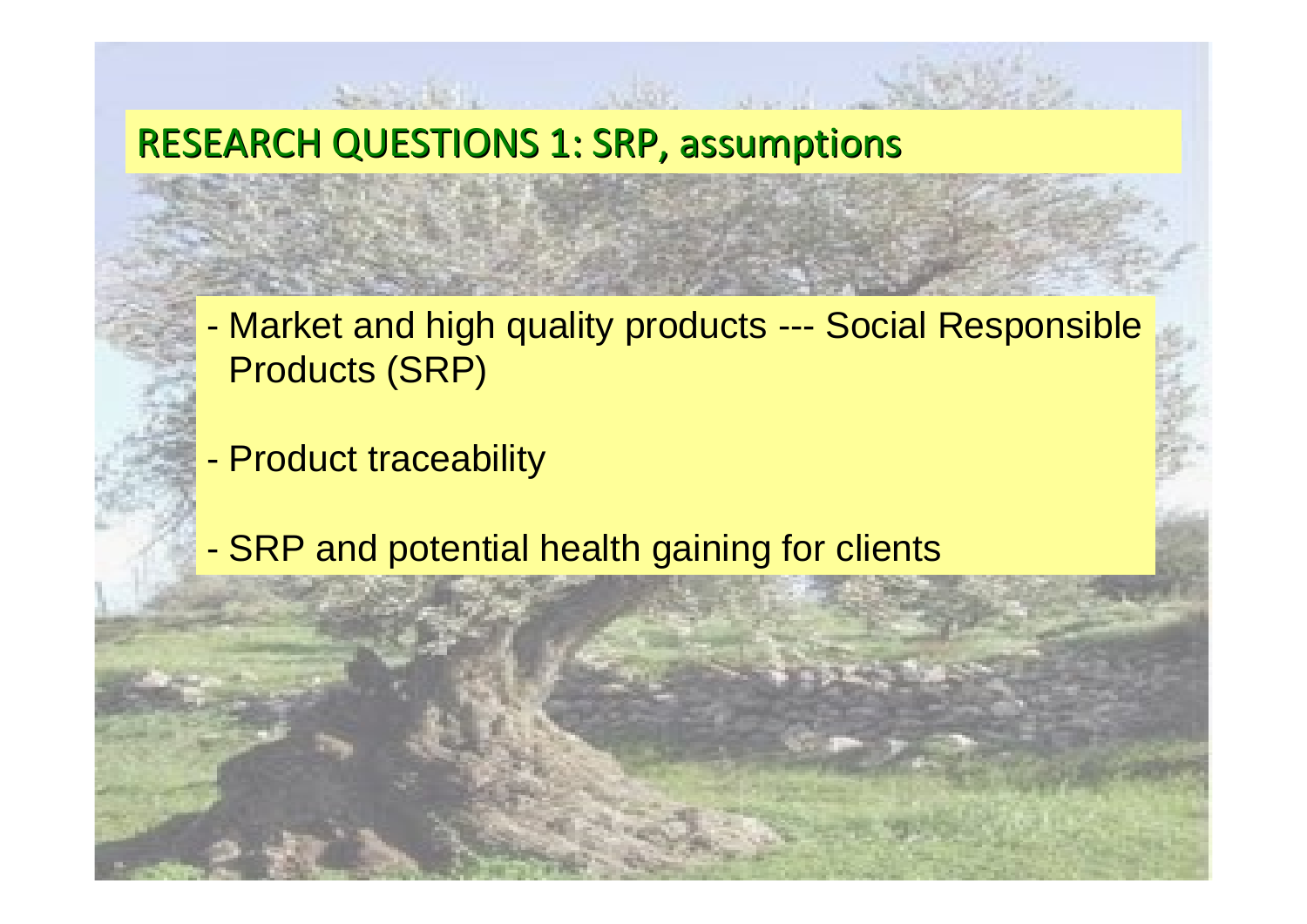# RESEARCH QUESTIONS 1: SRP, assumptions

- Market and high quality products --- Social Responsible Products (SRP)
- Product traceability
- SRP and potential health gaining for clients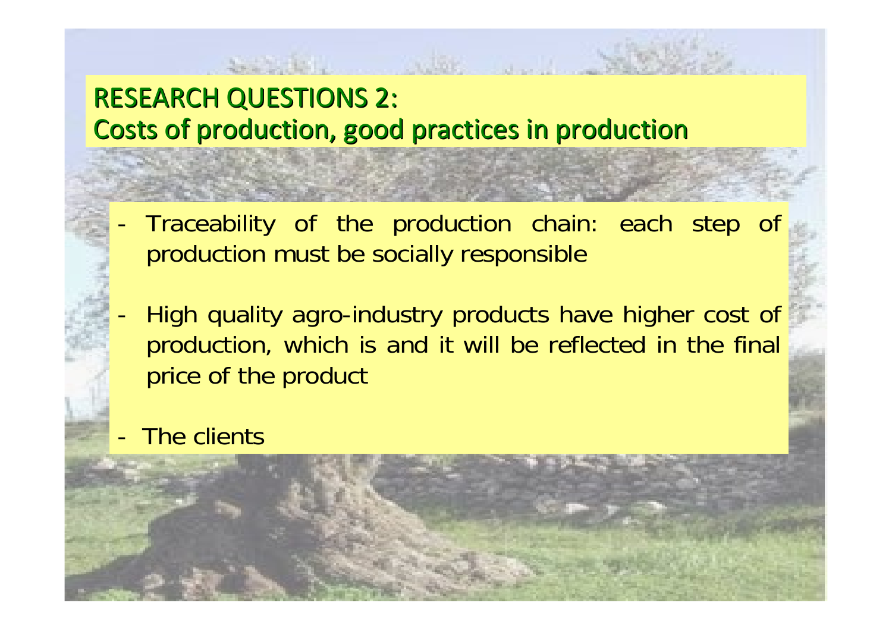## RESEARCH QUESTIONS 2:
## Costs of production, good practices in production

- Traceability of the production chain: each step of production must be socially responsible

- High quality agro-industry products have higher cost of production, which is and it will be reflected in the final price of the product

- The clients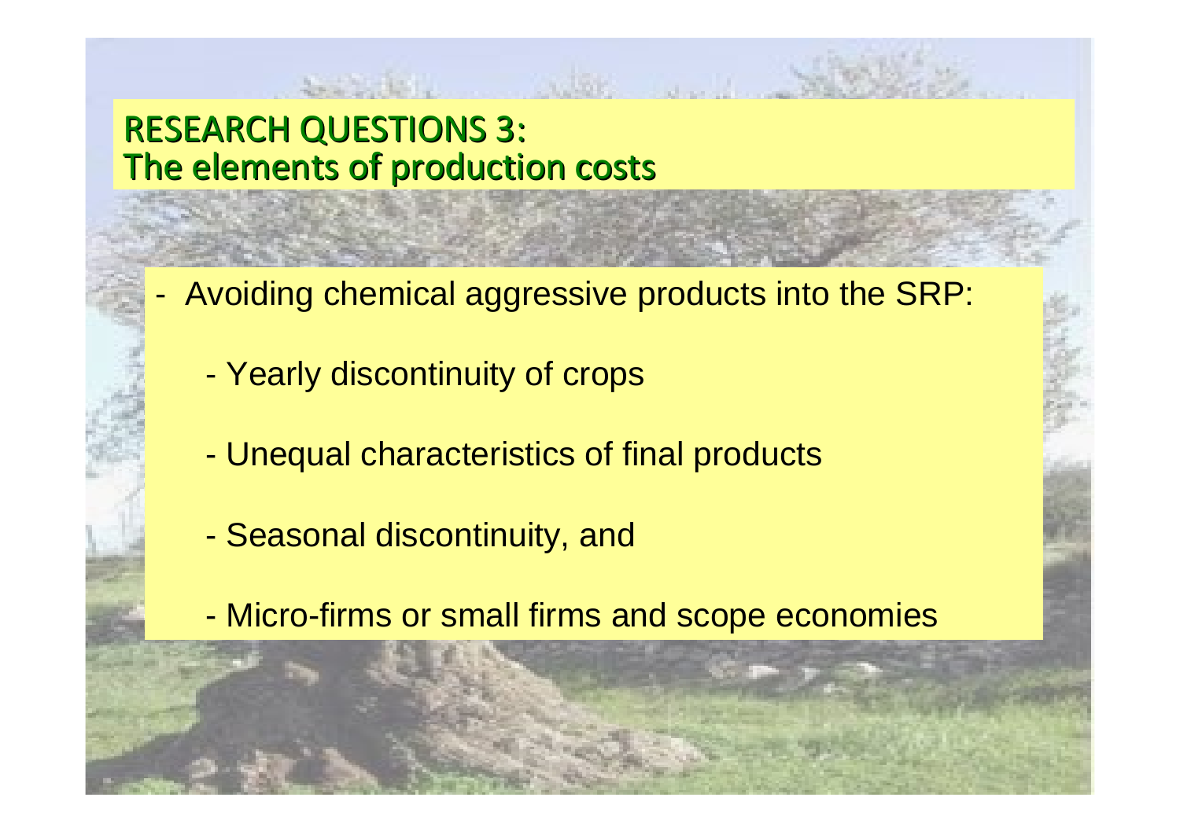# RESEARCH QUESTIONS 3: The elements of production costs

- Avoiding chemical aggressive products into the SRP:
  - Yearly discontinuity of crops
  - Unequal characteristics of final products
  - Seasonal discontinuity, and
  - Micro-firms or small firms and scope economies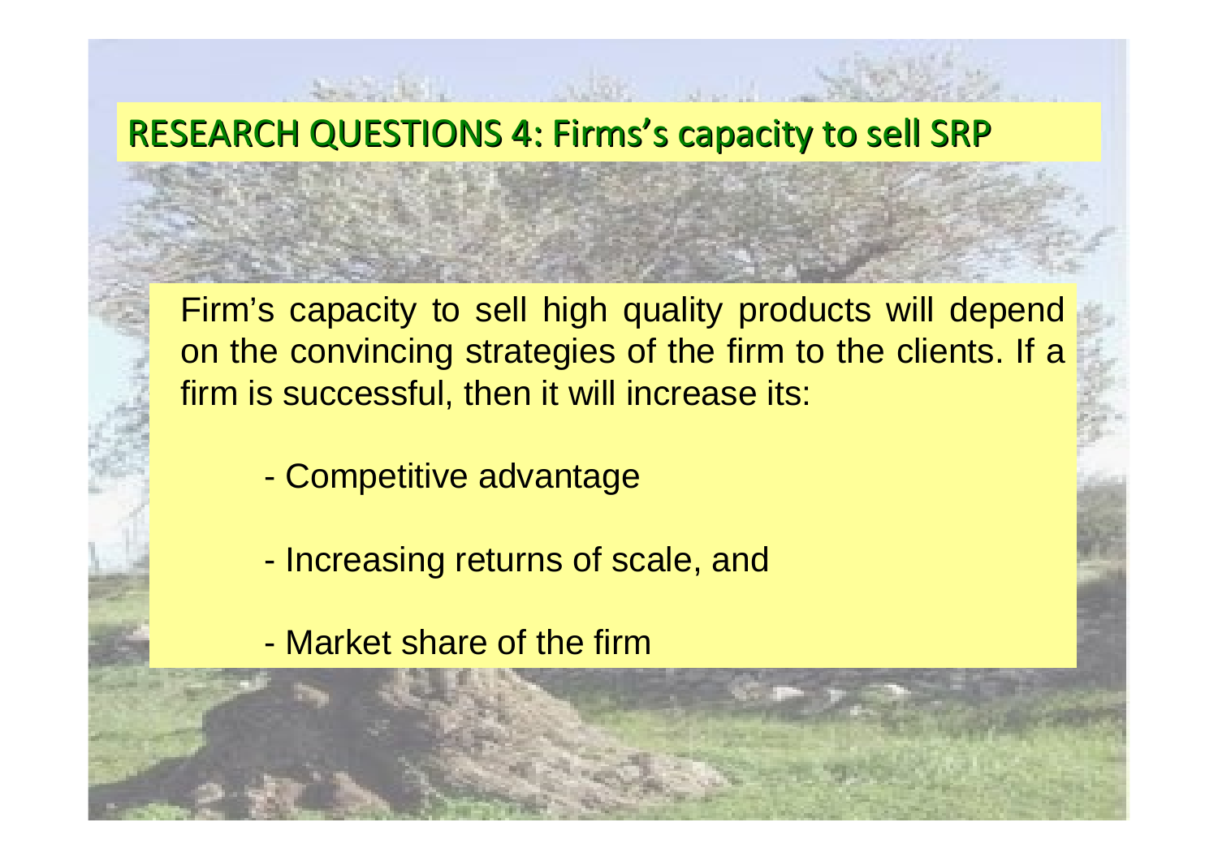## RESEARCH QUESTIONS 4: Firms's capacity to sell SRP

Firm's capacity to sell high quality products will depend on the convincing strategies of the firm to the clients. If a firm is successful, then it will increase its:

- Competitive advantage
- Increasing returns of scale, and
- Market share of the firm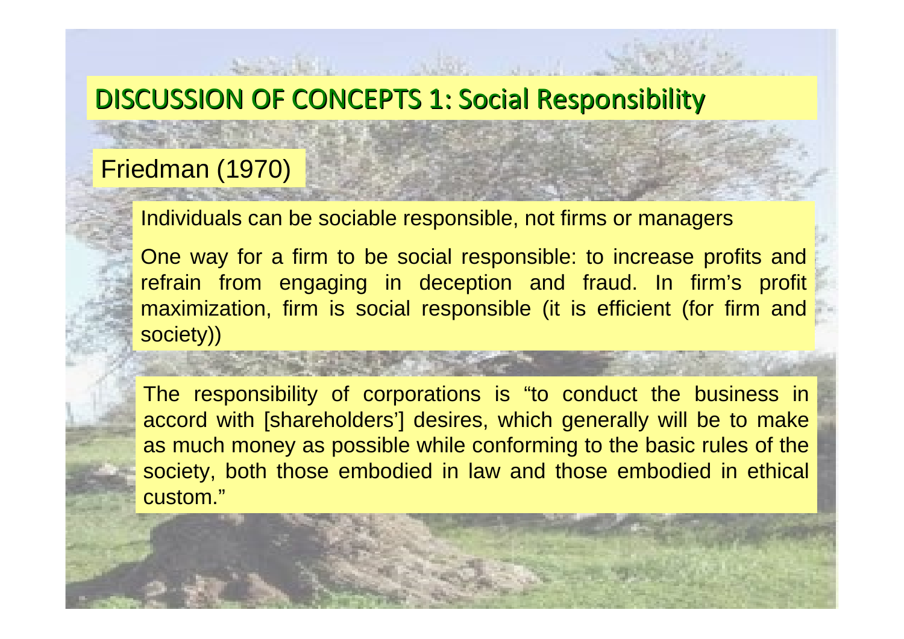# DISCUSSION OF CONCEPTS 1: Social Responsibility

## Friedman (1970)

Individuals can be sociable responsible, not firms or managers

One way for a firm to be social responsible: to increase profits and refrain from engaging in deception and fraud. In firm's profit maximization, firm is social responsible (it is efficient (for firm and society))

The responsibility of corporations is "to conduct the business in accord with [shareholders'] desires, which generally will be to make as much money as possible while conforming to the basic rules of the society, both those embodied in law and those embodied in ethical custom."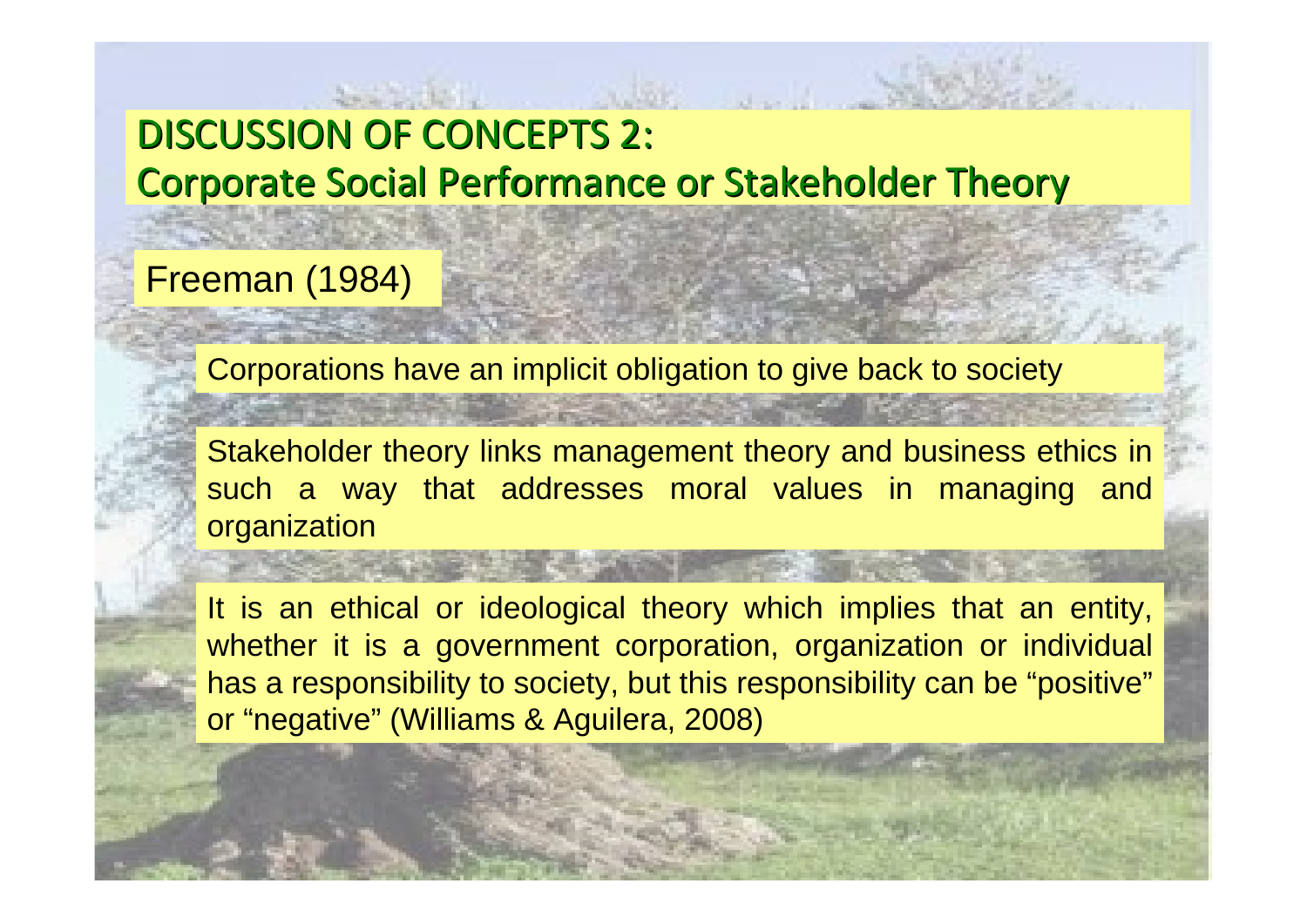# DISCUSSION OF CONCEPTS 2:
# Corporate Social Performance or Stakeholder Theory

## Freeman (1984)

Corporations have an implicit obligation to give back to society

Stakeholder theory links management theory and business ethics in such a way that addresses moral values in managing and organization

It is an ethical or ideological theory which implies that an entity, whether it is a government corporation, organization or individual has a responsibility to society, but this responsibility can be "positive" or "negative" (Williams & Aguilera, 2008)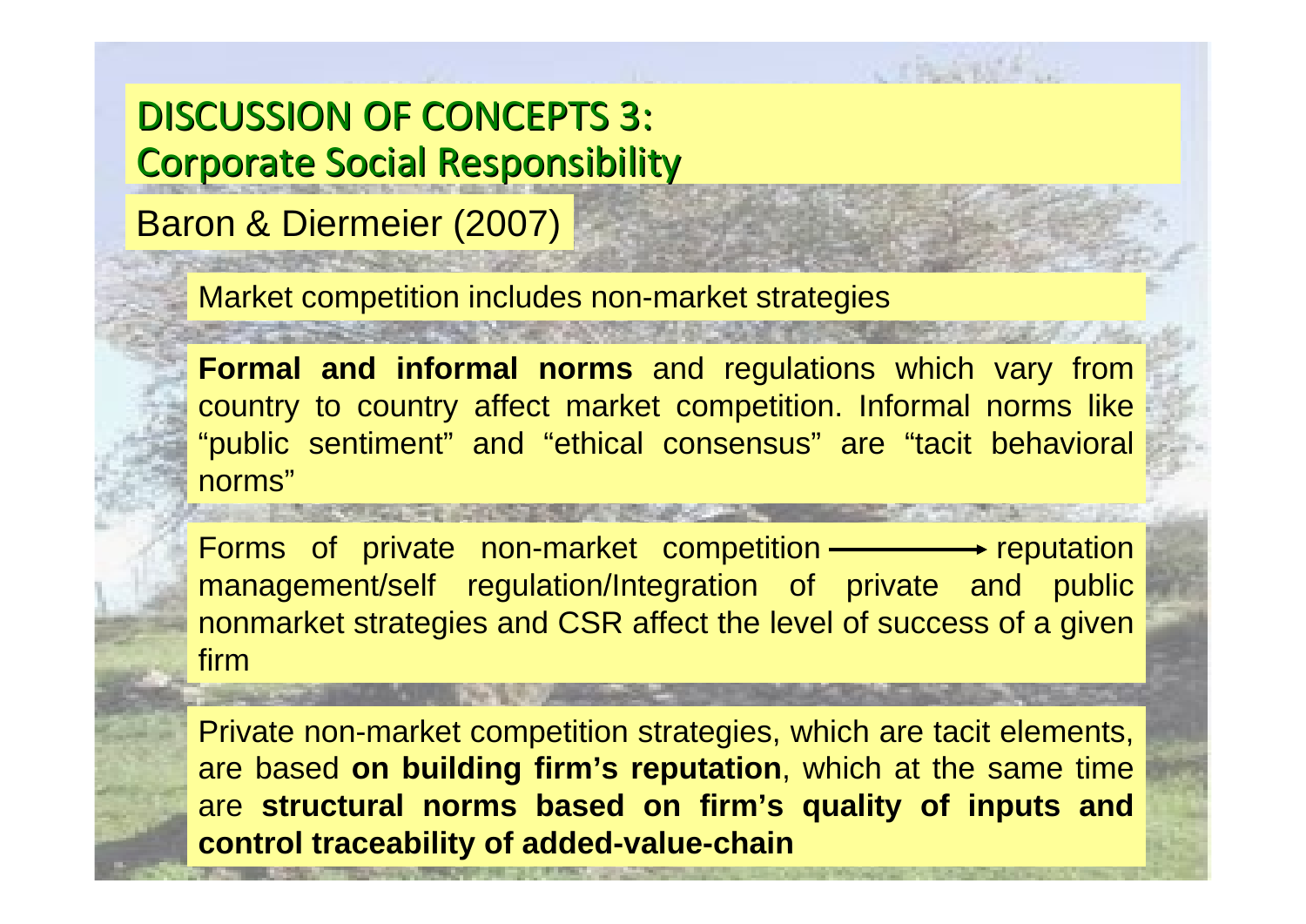# DISCUSSION OF CONCEPTS 3: Corporate Social Responsibility

## Baron & Diermeier (2007)

Market competition includes non-market strategies

**Formal and informal norms** and regulations which vary from country to country affect market competition. Informal norms like "public sentiment" and "ethical consensus" are "tacit behavioral norms"

Forms of private non-market competition ⟶ reputation management/self regulation/Integration of private and public nonmarket strategies and CSR affect the level of success of a given firm

Private non-market competition strategies, which are tacit elements, are based **on building firm's reputation**, which at the same time are **structural norms based on firm's quality of inputs and control traceability of added-value-chain**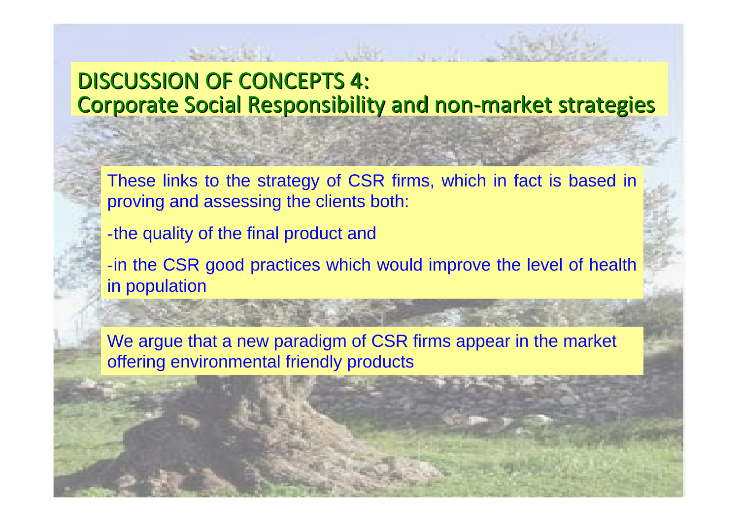# DISCUSSION OF CONCEPTS 4: Corporate Social Responsibility and non-market strategies

These links to the strategy of CSR firms, which in fact is based in proving and assessing the clients both:

-the quality of the final product and

-in the CSR good practices which would improve the level of health in population

We argue that a new paradigm of CSR firms appear in the market offering environmental friendly products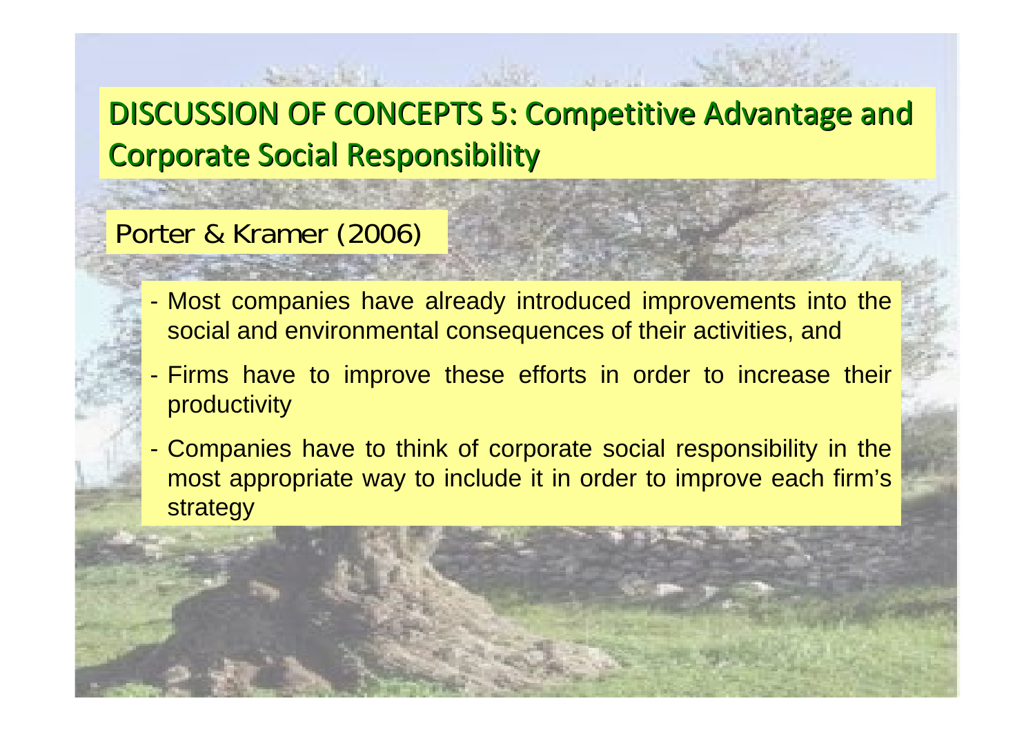# DISCUSSION OF CONCEPTS 5: Competitive Advantage and Corporate Social Responsibility

## Porter & Kramer (2006)

- Most companies have already introduced improvements into the social and environmental consequences of their activities, and
- Firms have to improve these efforts in order to increase their productivity
- Companies have to think of corporate social responsibility in the most appropriate way to include it in order to improve each firm's strategy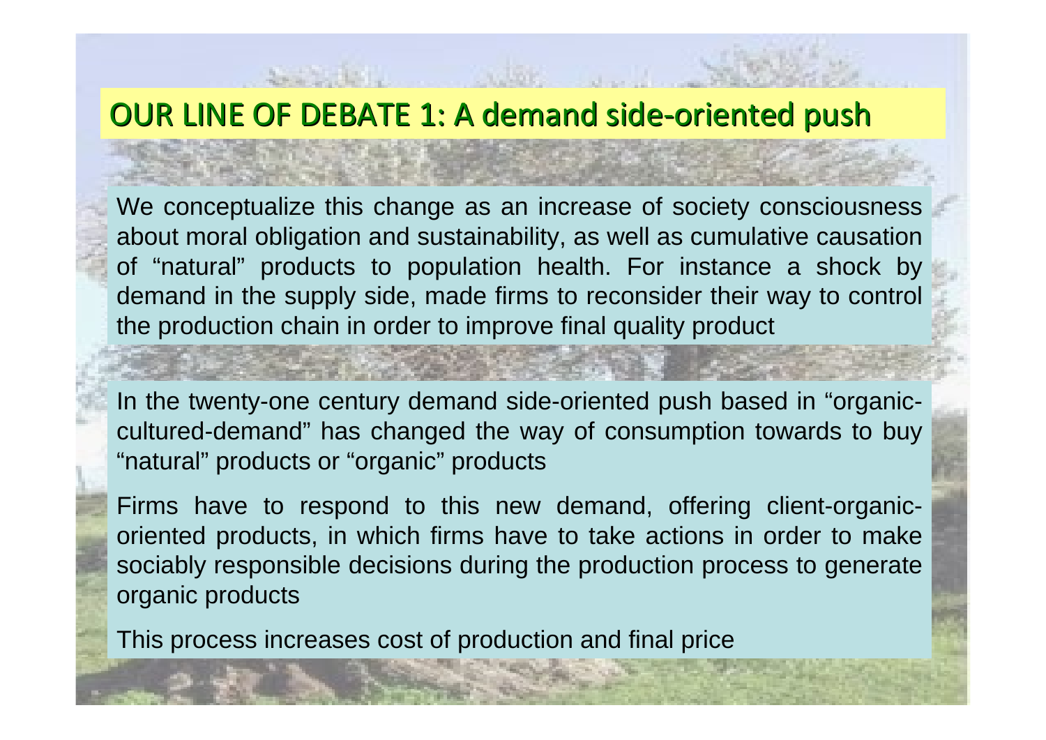# OUR LINE OF DEBATE 1: A demand side-oriented push

We conceptualize this change as an increase of society consciousness about moral obligation and sustainability, as well as cumulative causation of “natural” products to population health. For instance a shock by demand in the supply side, made firms to reconsider their way to control the production chain in order to improve final quality product

In the twenty-one century demand side-oriented push based in “organic-cultured-demand” has changed the way of consumption towards to buy “natural” products or “organic” products

Firms have to respond to this new demand, offering client-organic-oriented products, in which firms have to take actions in order to make sociably responsible decisions during the production process to generate organic products

This process increases cost of production and final price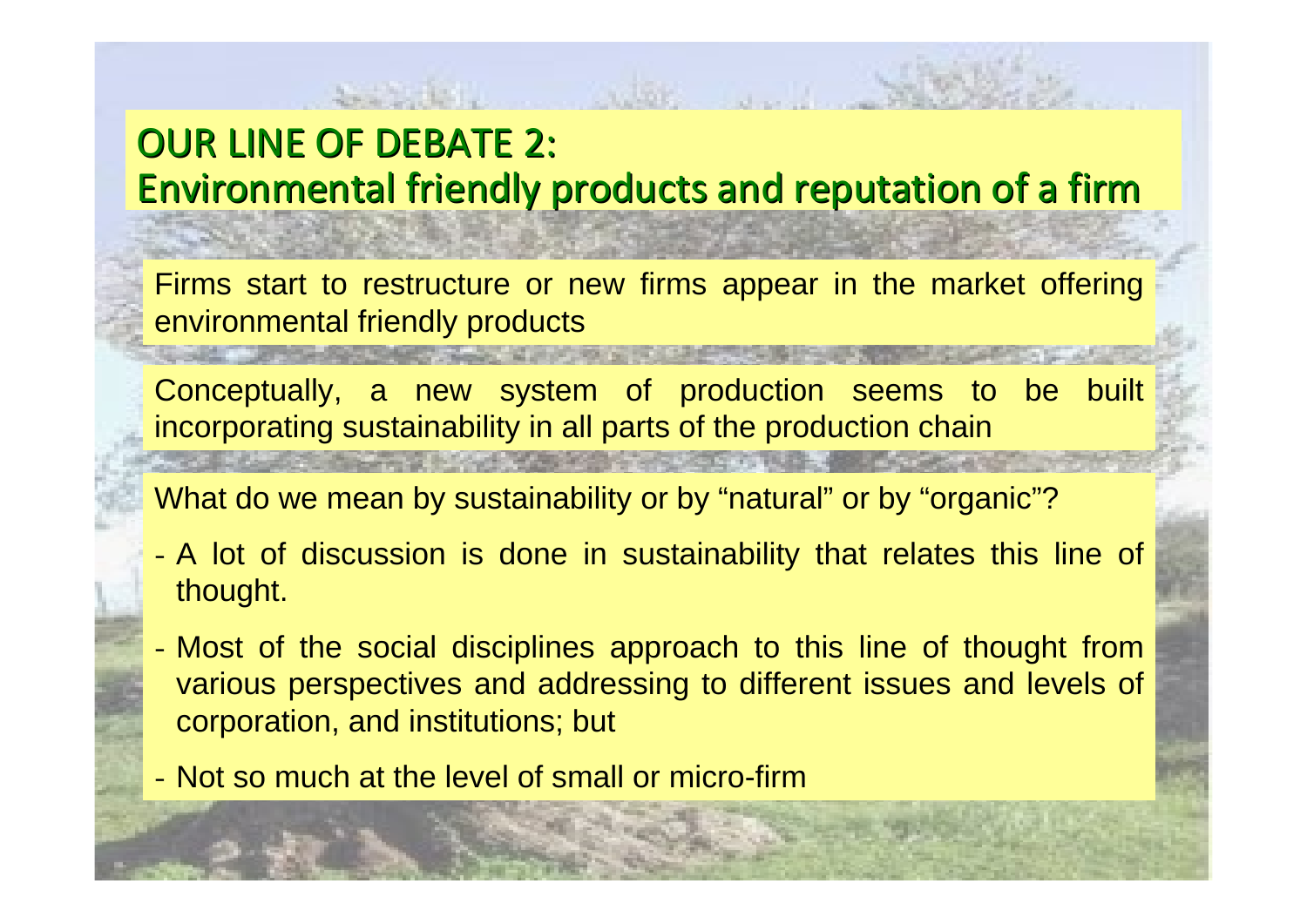# OUR LINE OF DEBATE 2:
# Environmental friendly products and reputation of a firm

Firms start to restructure or new firms appear in the market offering environmental friendly products

Conceptually, a new system of production seems to be built incorporating sustainability in all parts of the production chain

What do we mean by sustainability or by “natural” or by “organic”?

- A lot of discussion is done in sustainability that relates this line of thought.
- Most of the social disciplines approach to this line of thought from various perspectives and addressing to different issues and levels of corporation, and institutions; but
- Not so much at the level of small or micro-firm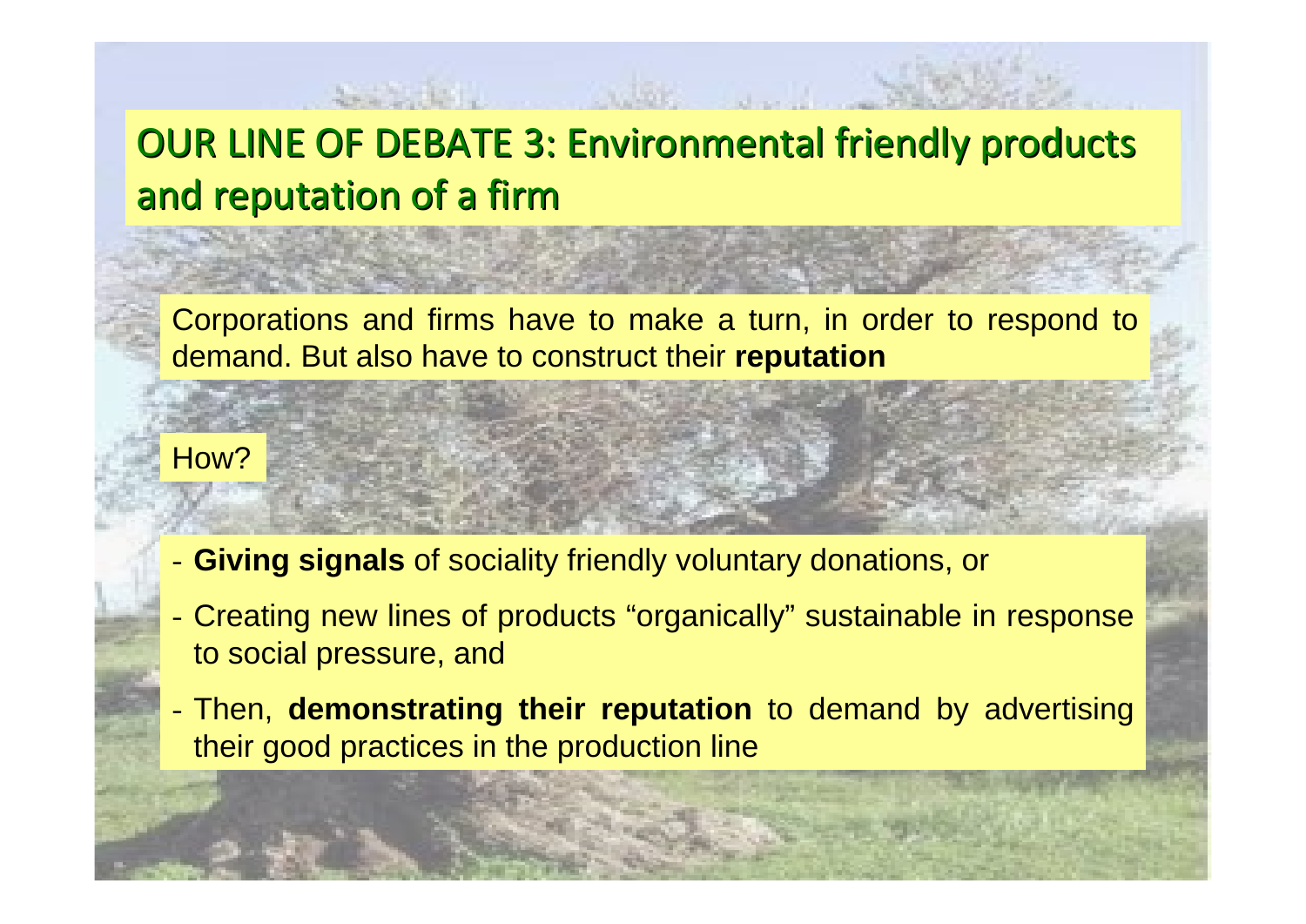# OUR LINE OF DEBATE 3: Environmental friendly products and reputation of a firm

Corporations and firms have to make a turn, in order to respond to demand. But also have to construct their **reputation**

How?

- **Giving signals** of sociality friendly voluntary donations, or
- Creating new lines of products "organically" sustainable in response to social pressure, and
- Then, **demonstrating their reputation** to demand by advertising their good practices in the production line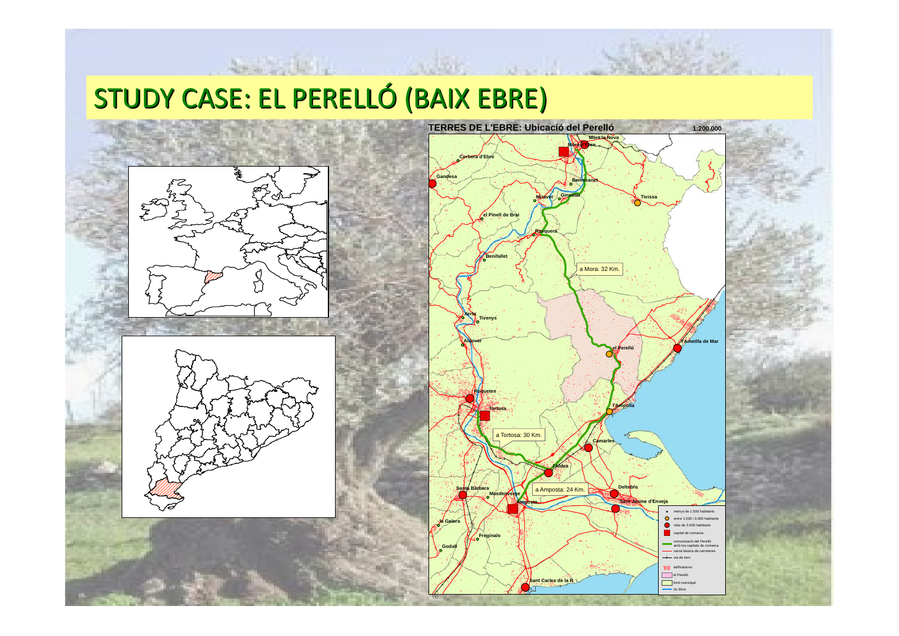# STUDY CASE: EL PERELLÓ (BAIX EBRE)

**TERRES DE L'EBRE: Ubicació del Perelló** 1:200.000

Móra la Nova
Móra d'Ebre
Corbera d'Ebre
Gandesa
Benissanet
Miravet
Ginestar
Tivissa
el Pinell de Brai
Rasquera
Benifallet
a Mora: 32 Km.
Xerta
Tivenys
Aldover
el Perelló
l'Ametlla de Mar
Roquetes
Tortosa
l'Ampolla
a Tortosa: 30 Km.
Camarles
l'Aldea
Santa Bàrbara
Masdenverge
a Amposta: 24 Km.
Deltebre
Amposta
Sant Jaume d'Enveja
la Galera
Freginals
Godall
Sant Carles de la R.

- menys de 1.500 habitants
- entre 1.500 i 3.000 habitants
- més de 3.000 habitants
- capital de comarca
- comunicació del Perelló amb les capitals de comarca
- xarxa bàsica de carreteres
- via de tren
- edificacions
- el Perelló
- límit municipal
- riu Ebre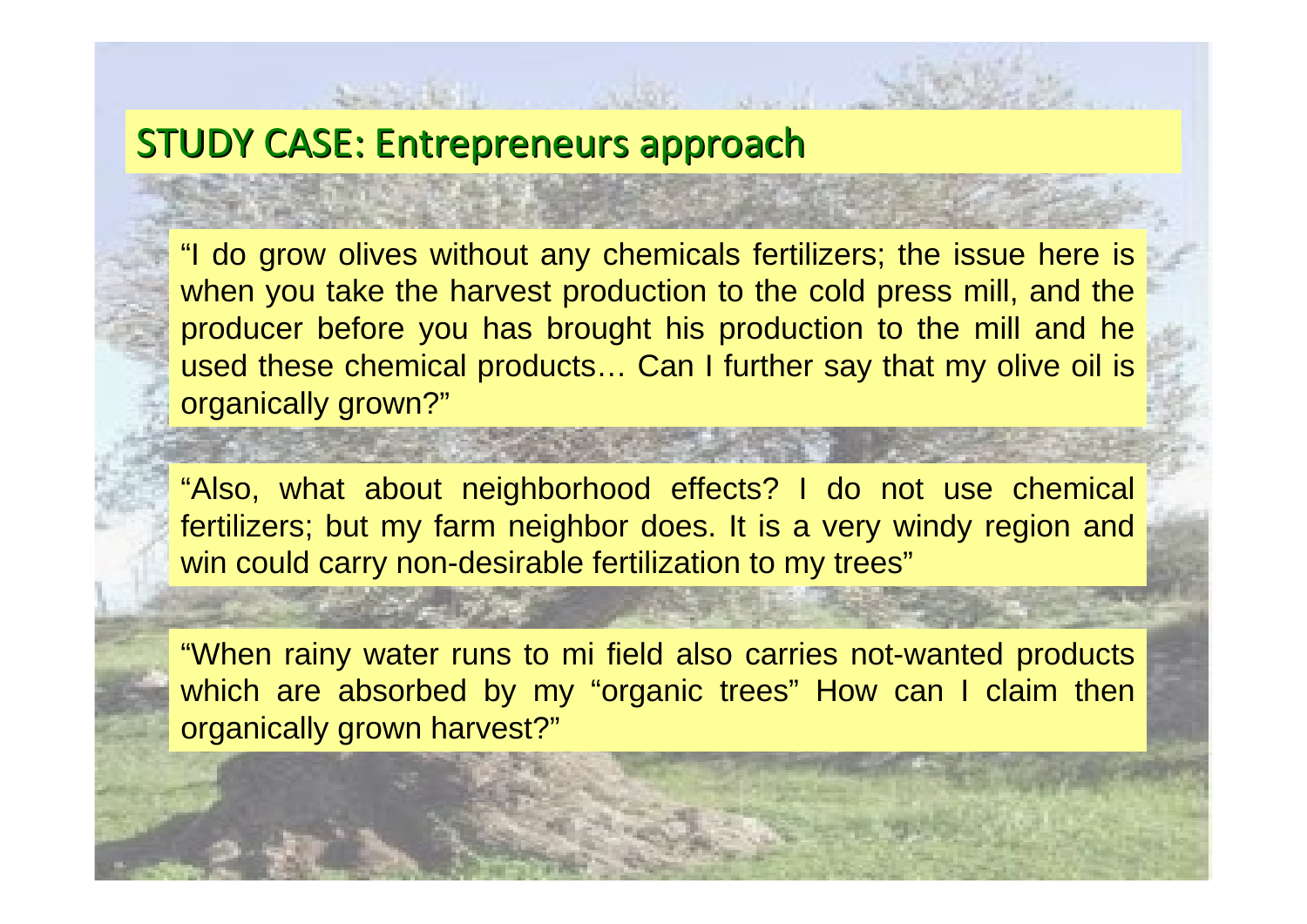# STUDY CASE: Entrepreneurs approach

"I do grow olives without any chemicals fertilizers; the issue here is when you take the harvest production to the cold press mill, and the producer before you has brought his production to the mill and he used these chemical products… Can I further say that my olive oil is organically grown?"

"Also, what about neighborhood effects? I do not use chemical fertilizers; but my farm neighbor does. It is a very windy region and win could carry non-desirable fertilization to my trees"

"When rainy water runs to mi field also carries not-wanted products which are absorbed by my "organic trees" How can I claim then organically grown harvest?"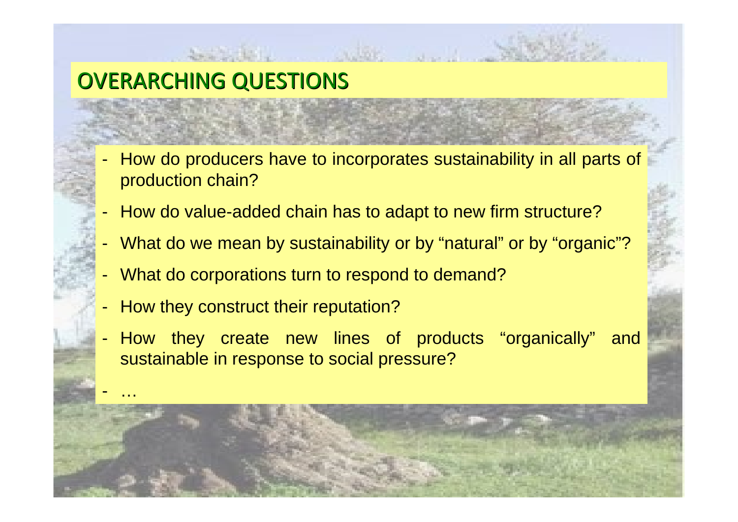# OVERARCHING QUESTIONS

- How do producers have to incorporates sustainability in all parts of production chain?
- How do value-added chain has to adapt to new firm structure?
- What do we mean by sustainability or by "natural" or by "organic"?
- What do corporations turn to respond to demand?
- How they construct their reputation?
- How they create new lines of products "organically" and sustainable in response to social pressure?
- …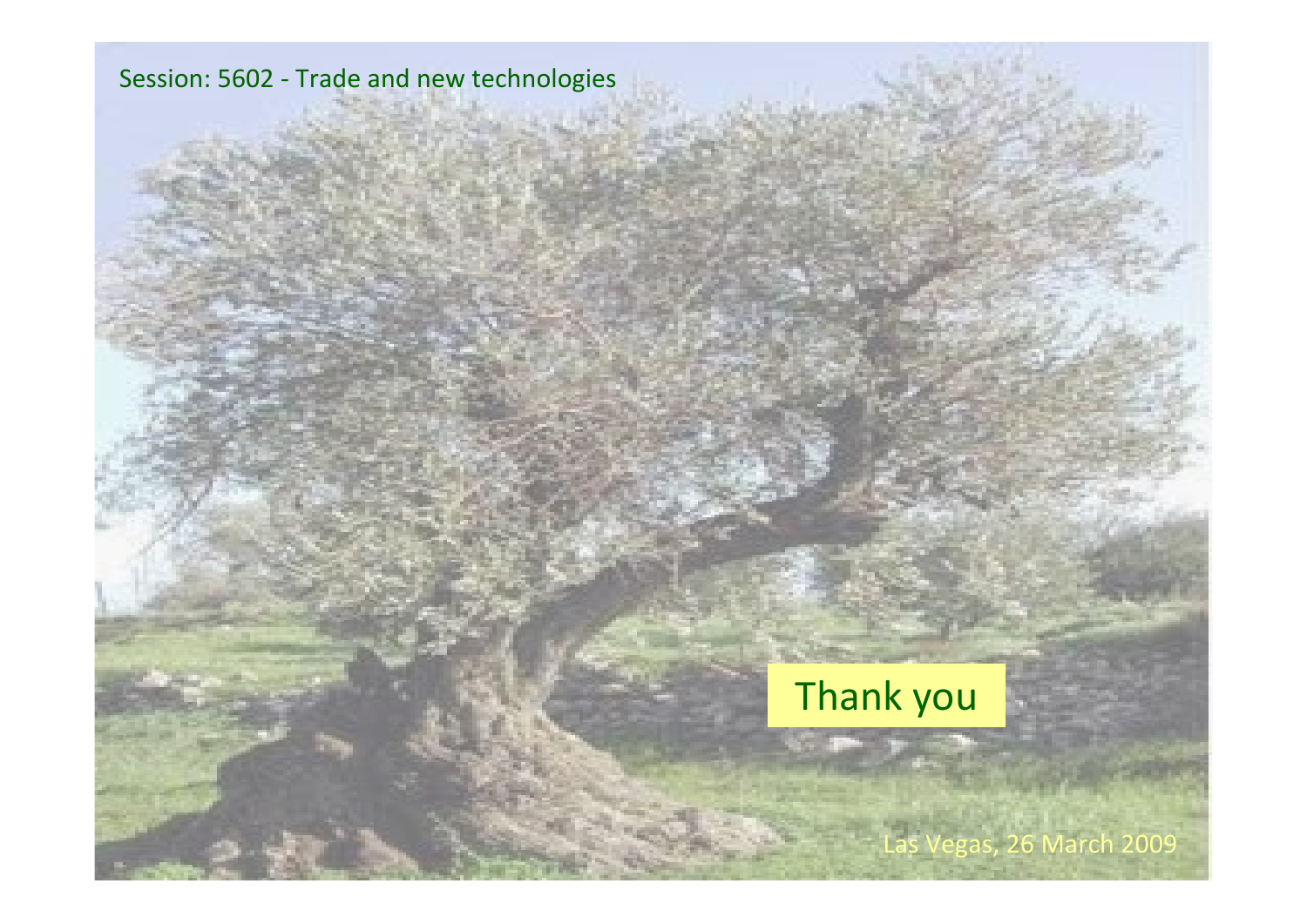Session: 5602 - Trade and new technologies

Thank you

Las Vegas, 26 March 2009